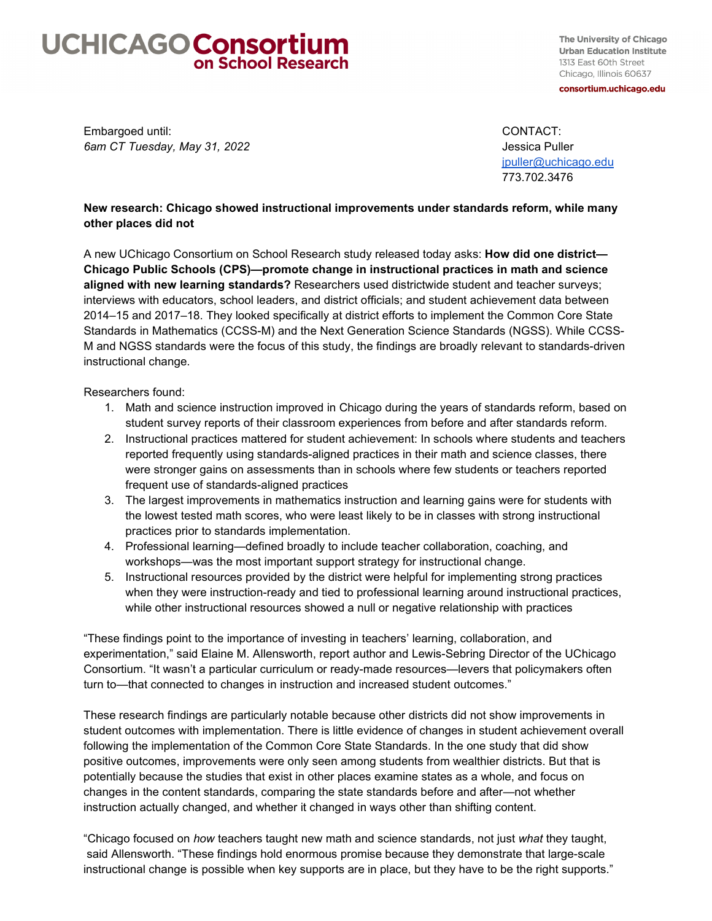UCHICAGO **Consortium on School Research**

The University of Chicago
Urban Education Institute
1313 East 60th Street
Chicago, Illinois 60637

consortium.uchicago.edu

Embargoed until:
*6am CT Tuesday, May 31, 2022*

CONTACT:
Jessica Puller
jpuller@uchicago.edu
773.702.3476

**New research: Chicago showed instructional improvements under standards reform, while many other places did not**

A new UChicago Consortium on School Research study released today asks: **How did one district—Chicago Public Schools (CPS)—promote change in instructional practices in math and science aligned with new learning standards?** Researchers used districtwide student and teacher surveys; interviews with educators, school leaders, and district officials; and student achievement data between 2014–15 and 2017–18. They looked specifically at district efforts to implement the Common Core State Standards in Mathematics (CCSS-M) and the Next Generation Science Standards (NGSS). While CCSS-M and NGSS standards were the focus of this study, the findings are broadly relevant to standards-driven instructional change.

Researchers found:

1. Math and science instruction improved in Chicago during the years of standards reform, based on student survey reports of their classroom experiences from before and after standards reform.
2. Instructional practices mattered for student achievement: In schools where students and teachers reported frequently using standards-aligned practices in their math and science classes, there were stronger gains on assessments than in schools where few students or teachers reported frequent use of standards-aligned practices
3. The largest improvements in mathematics instruction and learning gains were for students with the lowest tested math scores, who were least likely to be in classes with strong instructional practices prior to standards implementation.
4. Professional learning—defined broadly to include teacher collaboration, coaching, and workshops—was the most important support strategy for instructional change.
5. Instructional resources provided by the district were helpful for implementing strong practices when they were instruction-ready and tied to professional learning around instructional practices, while other instructional resources showed a null or negative relationship with practices

"These findings point to the importance of investing in teachers' learning, collaboration, and experimentation," said Elaine M. Allensworth, report author and Lewis-Sebring Director of the UChicago Consortium. "It wasn't a particular curriculum or ready-made resources—levers that policymakers often turn to—that connected to changes in instruction and increased student outcomes."

These research findings are particularly notable because other districts did not show improvements in student outcomes with implementation. There is little evidence of changes in student achievement overall following the implementation of the Common Core State Standards. In the one study that did show positive outcomes, improvements were only seen among students from wealthier districts. But that is potentially because the studies that exist in other places examine states as a whole, and focus on changes in the content standards, comparing the state standards before and after—not whether instruction actually changed, and whether it changed in ways other than shifting content.

"Chicago focused on *how* teachers taught new math and science standards, not just *what* they taught, said Allensworth. "These findings hold enormous promise because they demonstrate that large-scale instructional change is possible when key supports are in place, but they have to be the right supports."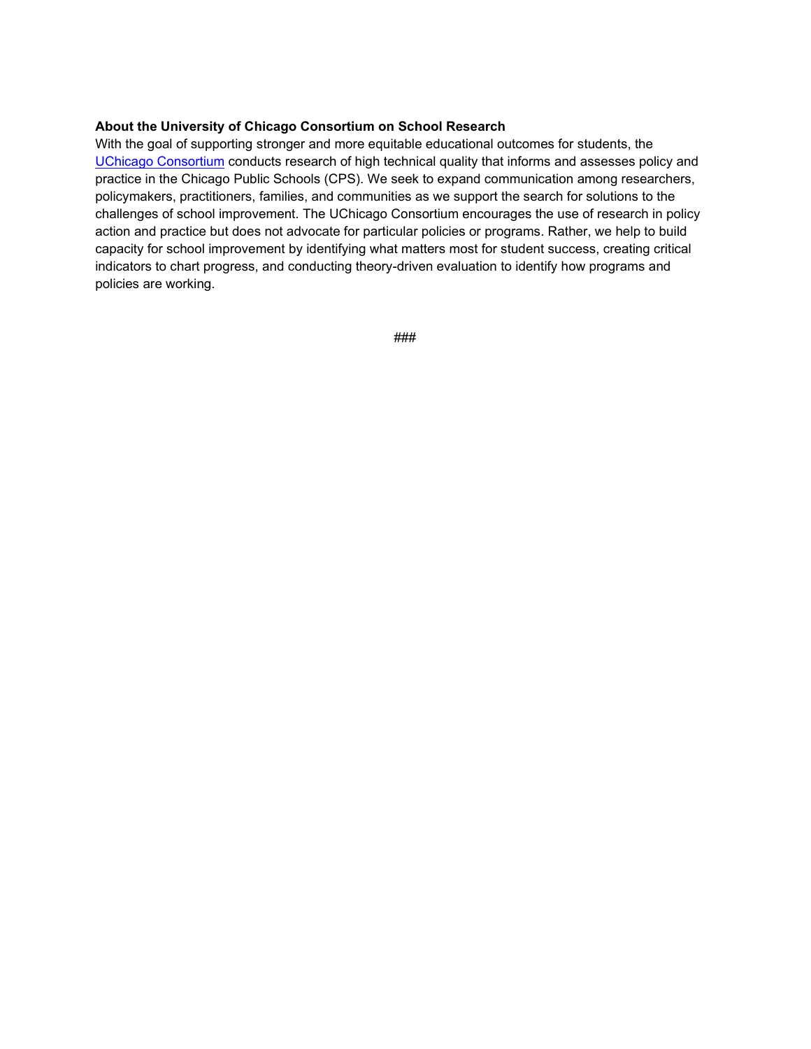**About the University of Chicago Consortium on School Research**

With the goal of supporting stronger and more equitable educational outcomes for students, the UChicago Consortium conducts research of high technical quality that informs and assesses policy and practice in the Chicago Public Schools (CPS). We seek to expand communication among researchers, policymakers, practitioners, families, and communities as we support the search for solutions to the challenges of school improvement. The UChicago Consortium encourages the use of research in policy action and practice but does not advocate for particular policies or programs. Rather, we help to build capacity for school improvement by identifying what matters most for student success, creating critical indicators to chart progress, and conducting theory-driven evaluation to identify how programs and policies are working.

###